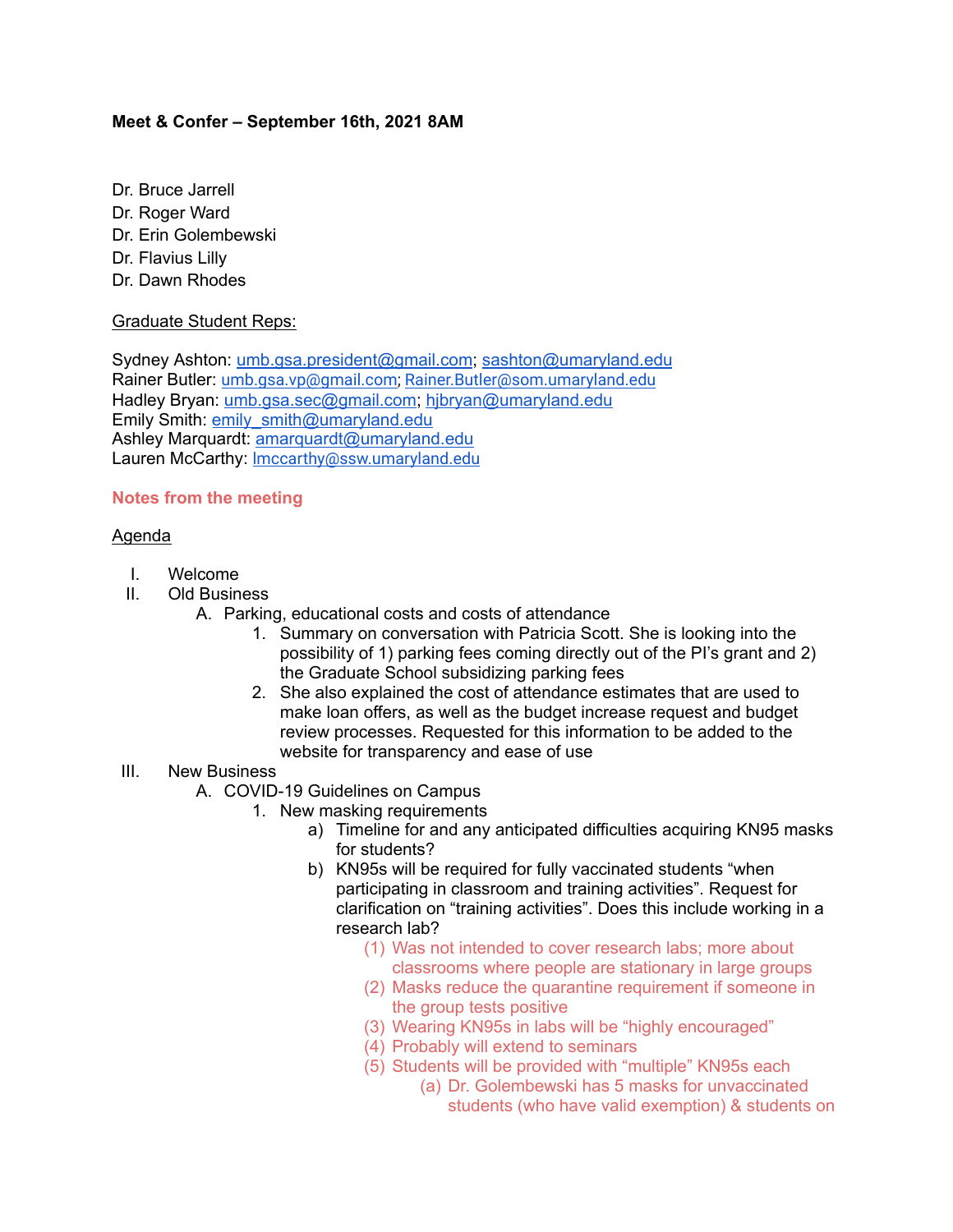**Meet & Confer – September 16th, 2021 8AM**

Dr. Bruce Jarrell
Dr. Roger Ward
Dr. Erin Golembewski
Dr. Flavius Lilly
Dr. Dawn Rhodes

Graduate Student Reps:

Sydney Ashton: umb.gsa.president@gmail.com; sashton@umaryland.edu
Rainer Butler: umb.gsa.vp@gmail.com; Rainer.Butler@som.umaryland.edu
Hadley Bryan: umb.gsa.sec@gmail.com; hjbryan@umaryland.edu
Emily Smith: emily_smith@umaryland.edu
Ashley Marquardt: amarquardt@umaryland.edu
Lauren McCarthy: lmccarthy@ssw.umaryland.edu

**Notes from the meeting**

Agenda

- I. Welcome
- II. Old Business
  - A. Parking, educational costs and costs of attendance
    1. Summary on conversation with Patricia Scott. She is looking into the possibility of 1) parking fees coming directly out of the PI's grant and 2) the Graduate School subsidizing parking fees
    2. She also explained the cost of attendance estimates that are used to make loan offers, as well as the budget increase request and budget review processes. Requested for this information to be added to the website for transparency and ease of use
- III. New Business
  - A. COVID-19 Guidelines on Campus
    1. New masking requirements
       - a) Timeline for and any anticipated difficulties acquiring KN95 masks for students?
       - b) KN95s will be required for fully vaccinated students "when participating in classroom and training activities". Request for clarification on "training activities". Does this include working in a research lab?
         - (1) Was not intended to cover research labs; more about classrooms where people are stationary in large groups
         - (2) Masks reduce the quarantine requirement if someone in the group tests positive
         - (3) Wearing KN95s in labs will be "highly encouraged"
         - (4) Probably will extend to seminars
         - (5) Students will be provided with "multiple" KN95s each
           - (a) Dr. Golembewski has 5 masks for unvaccinated students (who have valid exemption) & students on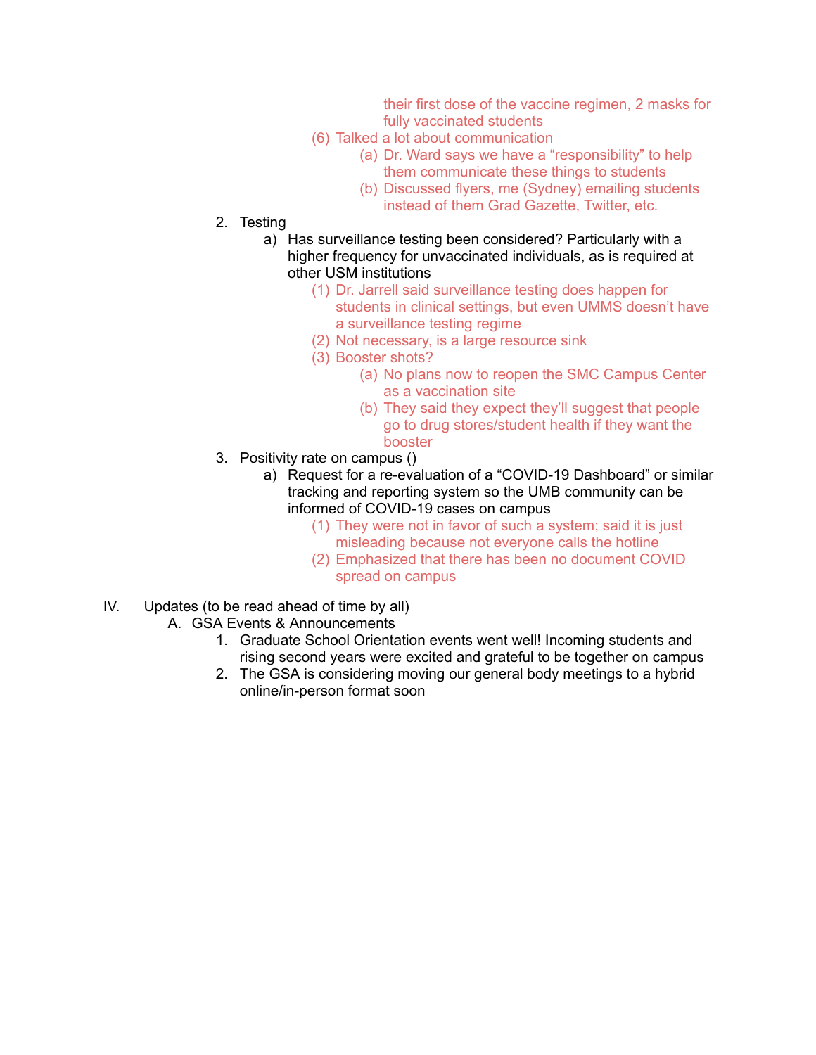their first dose of the vaccine regimen, 2 masks for fully vaccinated students

(6) Talked a lot about communication
   - (a) Dr. Ward says we have a "responsibility" to help them communicate these things to students
   - (b) Discussed flyers, me (Sydney) emailing students instead of them Grad Gazette, Twitter, etc.

2. Testing
   - a) Has surveillance testing been considered? Particularly with a higher frequency for unvaccinated individuals, as is required at other USM institutions
     - (1) Dr. Jarrell said surveillance testing does happen for students in clinical settings, but even UMMS doesn't have a surveillance testing regime
     - (2) Not necessary, is a large resource sink
     - (3) Booster shots?
       - (a) No plans now to reopen the SMC Campus Center as a vaccination site
       - (b) They said they expect they'll suggest that people go to drug stores/student health if they want the booster
3. Positivity rate on campus ()
   - a) Request for a re-evaluation of a "COVID-19 Dashboard" or similar tracking and reporting system so the UMB community can be informed of COVID-19 cases on campus
     - (1) They were not in favor of such a system; said it is just misleading because not everyone calls the hotline
     - (2) Emphasized that there has been no document COVID spread on campus

IV. Updates (to be read ahead of time by all)

A. GSA Events & Announcements

1. Graduate School Orientation events went well! Incoming students and rising second years were excited and grateful to be together on campus
2. The GSA is considering moving our general body meetings to a hybrid online/in-person format soon